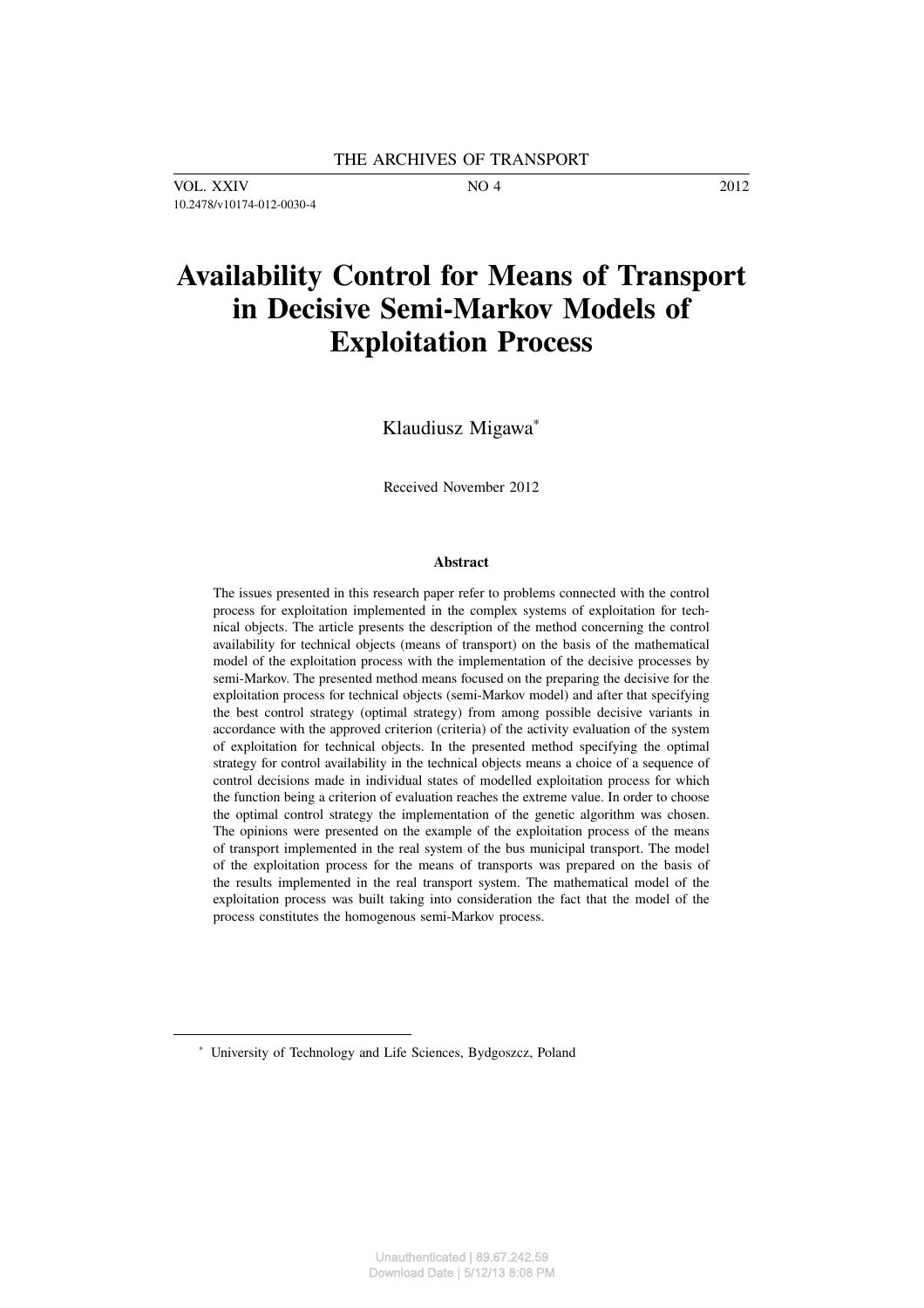# Availability Control for Means of Transport in Decisive Semi-Markov Models of Exploitation Process

Klaudiusz Migawa[*]

Received November 2012

## Abstract

The issues presented in this research paper refer to problems connected with the control process for exploitation implemented in the complex systems of exploitation for technical objects. The article presents the description of the method concerning the control availability for technical objects (means of transport) on the basis of the mathematical model of the exploitation process with the implementation of the decisive processes by semi-Markov. The presented method means focused on the preparing the decisive for the exploitation process for technical objects (semi-Markov model) and after that specifying the best control strategy (optimal strategy) from among possible decisive variants in accordance with the approved criterion (criteria) of the activity evaluation of the system of exploitation for technical objects. In the presented method specifying the optimal strategy for control availability in the technical objects means a choice of a sequence of control decisions made in individual states of modelled exploitation process for which the function being a criterion of evaluation reaches the extreme value. In order to choose the optimal control strategy the implementation of the genetic algorithm was chosen. The opinions were presented on the example of the exploitation process of the means of transport implemented in the real system of the bus municipal transport. The model of the exploitation process for the means of transports was prepared on the basis of the results implemented in the real transport system. The mathematical model of the exploitation process was built taking into consideration the fact that the model of the process constitutes the homogenous semi-Markov process.

---

[*] University of Technology and Life Sciences, Bydgoszcz, Poland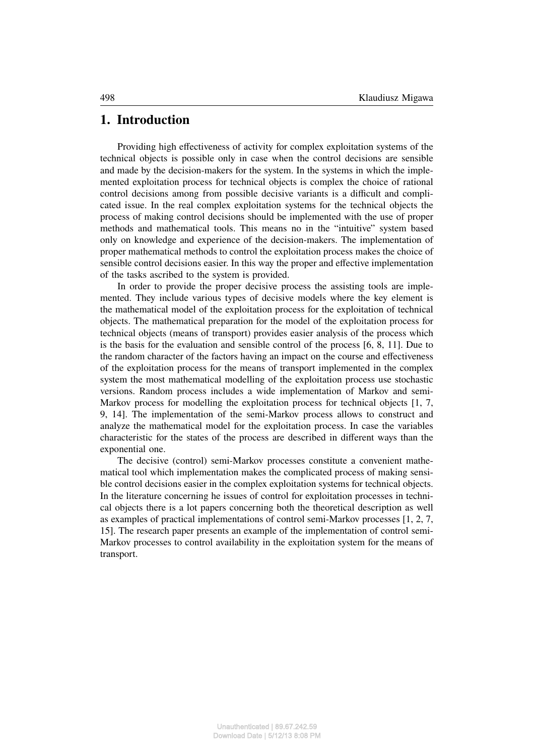# 1. Introduction

Providing high effectiveness of activity for complex exploitation systems of the technical objects is possible only in case when the control decisions are sensible and made by the decision-makers for the system. In the systems in which the implemented exploitation process for technical objects is complex the choice of rational control decisions among from possible decisive variants is a difficult and complicated issue. In the real complex exploitation systems for the technical objects the process of making control decisions should be implemented with the use of proper methods and mathematical tools. This means no in the "intuitive" system based only on knowledge and experience of the decision-makers. The implementation of proper mathematical methods to control the exploitation process makes the choice of sensible control decisions easier. In this way the proper and effective implementation of the tasks ascribed to the system is provided.

In order to provide the proper decisive process the assisting tools are implemented. They include various types of decisive models where the key element is the mathematical model of the exploitation process for the exploitation of technical objects. The mathematical preparation for the model of the exploitation process for technical objects (means of transport) provides easier analysis of the process which is the basis for the evaluation and sensible control of the process [6, 8, 11]. Due to the random character of the factors having an impact on the course and effectiveness of the exploitation process for the means of transport implemented in the complex system the most mathematical modelling of the exploitation process use stochastic versions. Random process includes a wide implementation of Markov and semi-Markov process for modelling the exploitation process for technical objects [1, 7, 9, 14]. The implementation of the semi-Markov process allows to construct and analyze the mathematical model for the exploitation process. In case the variables characteristic for the states of the process are described in different ways than the exponential one.

The decisive (control) semi-Markov processes constitute a convenient mathematical tool which implementation makes the complicated process of making sensible control decisions easier in the complex exploitation systems for technical objects. In the literature concerning he issues of control for exploitation processes in technical objects there is a lot papers concerning both the theoretical description as well as examples of practical implementations of control semi-Markov processes [1, 2, 7, 15]. The research paper presents an example of the implementation of control semi-Markov processes to control availability in the exploitation system for the means of transport.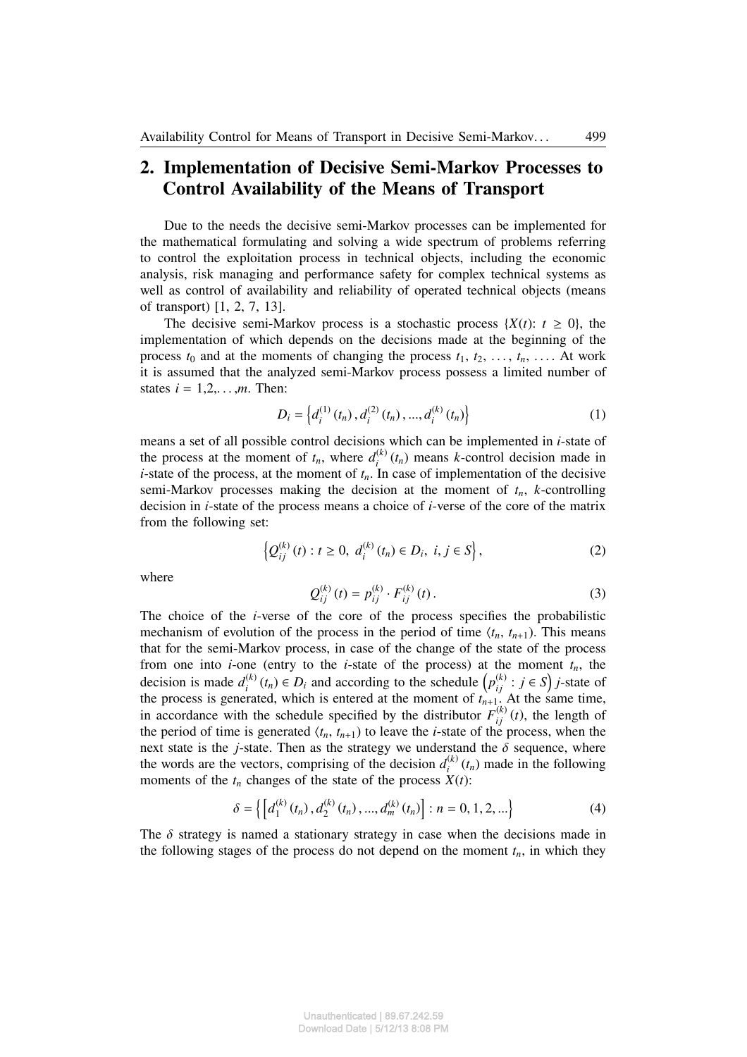## 2. Implementation of Decisive Semi-Markov Processes to Control Availability of the Means of Transport

Due to the needs the decisive semi-Markov processes can be implemented for the mathematical formulating and solving a wide spectrum of problems referring to control the exploitation process in technical objects, including the economic analysis, risk managing and performance safety for complex technical systems as well as control of availability and reliability of operated technical objects (means of transport) [1, 2, 7, 13].

The decisive semi-Markov process is a stochastic process $\{X(t): t \geq 0\}$, the implementation of which depends on the decisions made at the beginning of the process $t_0$ and at the moments of changing the process $t_1, t_2, \ldots, t_n, \ldots$. At work it is assumed that the analyzed semi-Markov process possess a limited number of states $i = 1,2,\ldots,m$. Then:

$$D_i = \left\{ d_i^{(1)}(t_n), d_i^{(2)}(t_n), ..., d_i^{(k)}(t_n) \right\} \tag{1}$$

means a set of all possible control decisions which can be implemented in $i$-state of the process at the moment of $t_n$, where $d_i^{(k)}(t_n)$ means $k$-control decision made in $i$-state of the process, at the moment of $t_n$. In case of implementation of the decisive semi-Markov processes making the decision at the moment of $t_n$, $k$-controlling decision in $i$-state of the process means a choice of $i$-verse of the core of the matrix from the following set:

$$\left\{ Q_{ij}^{(k)}(t) : t \geq 0,\ d_i^{(k)}(t_n) \in D_i,\ i, j \in S \right\}, \tag{2}$$

where

$$Q_{ij}^{(k)}(t) = p_{ij}^{(k)} \cdot F_{ij}^{(k)}(t). \tag{3}$$

The choice of the $i$-verse of the core of the process specifies the probabilistic mechanism of evolution of the process in the period of time $\langle t_n, t_{n+1})$. This means that for the semi-Markov process, in case of the change of the state of the process from one into $i$-one (entry to the $i$-state of the process) at the moment $t_n$, the decision is made $d_i^{(k)}(t_n) \in D_i$ and according to the schedule $\left( p_{ij}^{(k)} : j \in S \right)$ $j$-state of the process is generated, which is entered at the moment of $t_{n+1}$. At the same time, in accordance with the schedule specified by the distributor $F_{ij}^{(k)}(t)$, the length of the period of time is generated $\langle t_n, t_{n+1})$ to leave the $i$-state of the process, when the next state is the $j$-state. Then as the strategy we understand the $\delta$ sequence, where the words are the vectors, comprising of the decision $d_i^{(k)}(t_n)$ made in the following moments of the $t_n$ changes of the state of the process $X(t)$:

$$\delta = \left\{ \left[ d_1^{(k)}(t_n), d_2^{(k)}(t_n), ..., d_m^{(k)}(t_n) \right] : n = 0, 1, 2, ... \right\} \tag{4}$$

The $\delta$ strategy is named a stationary strategy in case when the decisions made in the following stages of the process do not depend on the moment $t_n$, in which they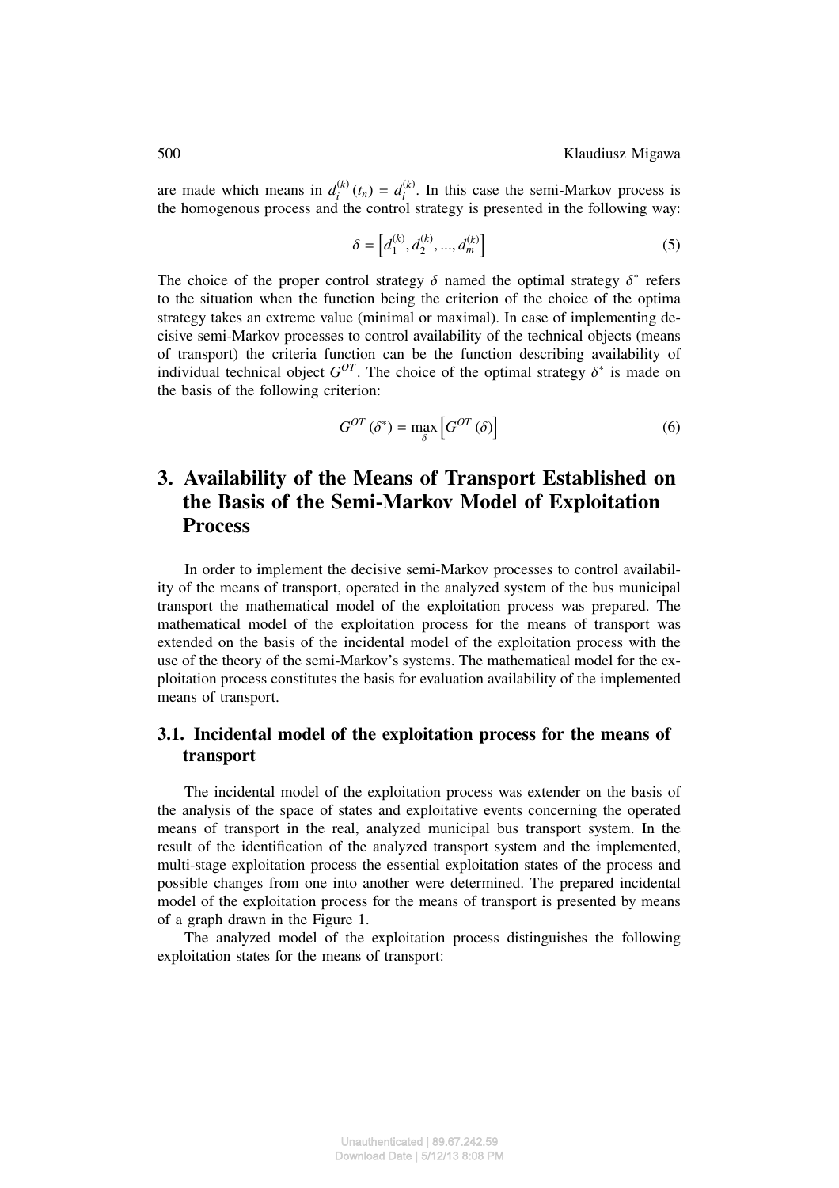are made which means in $d_i^{(k)}(t_n) = d_i^{(k)}$. In this case the semi-Markov process is the homogenous process and the control strategy is presented in the following way:

$$\delta = \left[d_1^{(k)}, d_2^{(k)}, ..., d_m^{(k)}\right] \tag{5}$$

The choice of the proper control strategy $\delta$ named the optimal strategy $\delta^*$ refers to the situation when the function being the criterion of the choice of the optima strategy takes an extreme value (minimal or maximal). In case of implementing decisive semi-Markov processes to control availability of the technical objects (means of transport) the criteria function can be the function describing availability of individual technical object $G^{OT}$. The choice of the optimal strategy $\delta^*$ is made on the basis of the following criterion:

$$G^{OT}(\delta^*) = \max_{\delta}\left[G^{OT}(\delta)\right] \tag{6}$$

# 3. Availability of the Means of Transport Established on the Basis of the Semi-Markov Model of Exploitation Process

In order to implement the decisive semi-Markov processes to control availability of the means of transport, operated in the analyzed system of the bus municipal transport the mathematical model of the exploitation process was prepared. The mathematical model of the exploitation process for the means of transport was extended on the basis of the incidental model of the exploitation process with the use of the theory of the semi-Markov's systems. The mathematical model for the exploitation process constitutes the basis for evaluation availability of the implemented means of transport.

## 3.1. Incidental model of the exploitation process for the means of transport

The incidental model of the exploitation process was extender on the basis of the analysis of the space of states and exploitative events concerning the operated means of transport in the real, analyzed municipal bus transport system. In the result of the identification of the analyzed transport system and the implemented, multi-stage exploitation process the essential exploitation states of the process and possible changes from one into another were determined. The prepared incidental model of the exploitation process for the means of transport is presented by means of a graph drawn in the Figure 1.

The analyzed model of the exploitation process distinguishes the following exploitation states for the means of transport: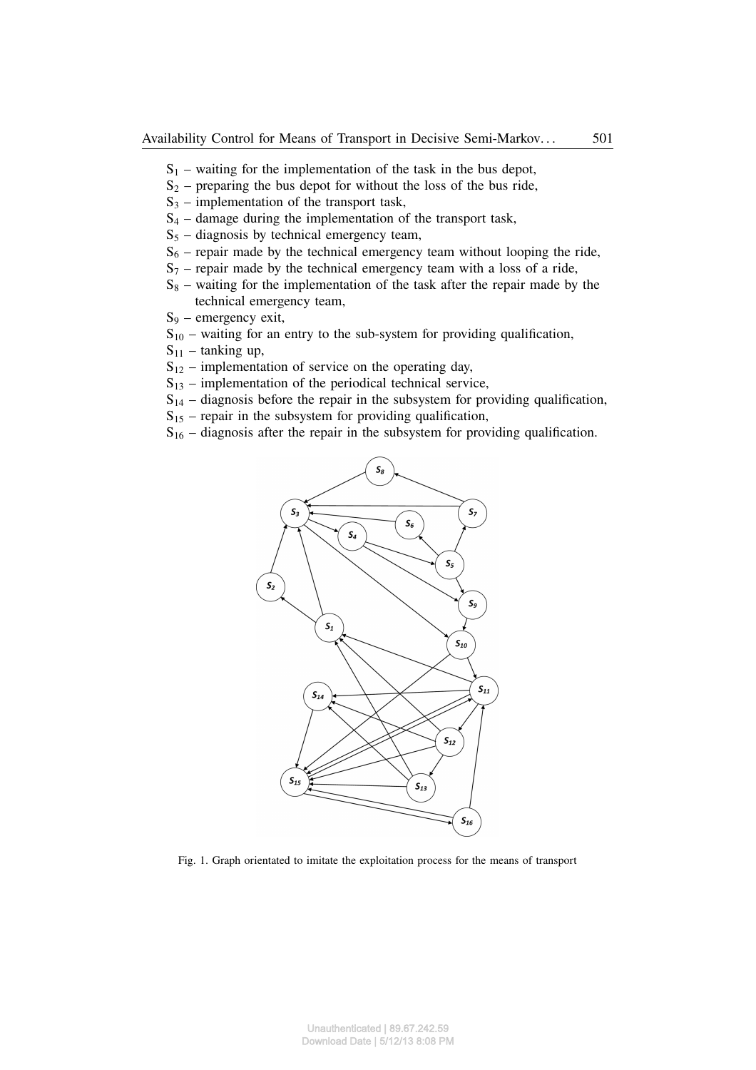$S_1$ – waiting for the implementation of the task in the bus depot,

$S_2$ – preparing the bus depot for without the loss of the bus ride,

$S_3$ – implementation of the transport task,

$S_4$ – damage during the implementation of the transport task,

$S_5$ – diagnosis by technical emergency team,

$S_6$ – repair made by the technical emergency team without looping the ride,

$S_7$ – repair made by the technical emergency team with a loss of a ride,

$S_8$ – waiting for the implementation of the task after the repair made by the technical emergency team,

$S_9$ – emergency exit,

$S_{10}$ – waiting for an entry to the sub-system for providing qualification,

$S_{11}$ – tanking up,

$S_{12}$ – implementation of service on the operating day,

$S_{13}$ – implementation of the periodical technical service,

$S_{14}$ – diagnosis before the repair in the subsystem for providing qualification,

$S_{15}$ – repair in the subsystem for providing qualification,

$S_{16}$ – diagnosis after the repair in the subsystem for providing qualification.

Fig. 1. Graph orientated to imitate the exploitation process for the means of transport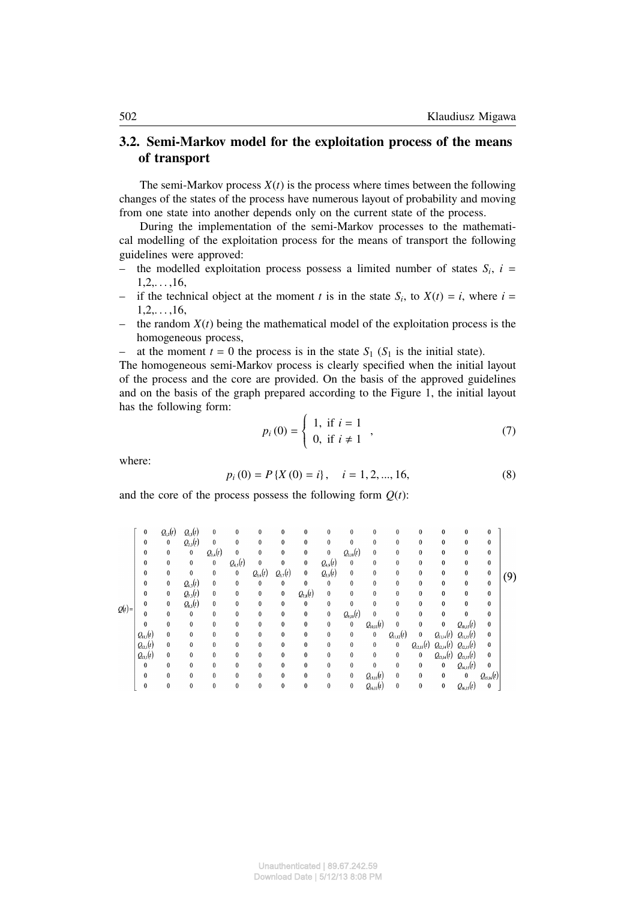## 3.2. Semi-Markov model for the exploitation process of the means of transport

The semi-Markov process $X(t)$ is the process where times between the following changes of the states of the process have numerous layout of probability and moving from one state into another depends only on the current state of the process.

During the implementation of the semi-Markov processes to the mathematical modelling of the exploitation process for the means of transport the following guidelines were approved:

– the modelled exploitation process possess a limited number of states $S_i$, $i = 1,2,\ldots,16$,
– if the technical object at the moment $t$ is in the state $S_i$, to $X(t) = i$, where $i = 1,2,\ldots,16$,
– the random $X(t)$ being the mathematical model of the exploitation process is the homogeneous process,
– at the moment $t = 0$ the process is in the state $S_1$ ($S_1$ is the initial state).

The homogeneous semi-Markov process is clearly specified when the initial layout of the process and the core are provided. On the basis of the approved guidelines and on the basis of the graph prepared according to the Figure 1, the initial layout has the following form:

$$p_i(0) = \begin{cases} 1, & \text{if } i = 1 \\ 0, & \text{if } i \neq 1 \end{cases}, \tag{7}$$

where:

$$p_i(0) = P\{X(0) = i\}, \quad i = 1, 2, ..., 16, \tag{8}$$

and the core of the process possess the following form $Q(t)$:

$$Q(t) = \begin{bmatrix}
0 & Q_{1,2}(t) & Q_{1,3}(t) & 0 & 0 & 0 & 0 & 0 & 0 & 0 & 0 & 0 & 0 & 0 & 0 & 0 \\
0 & 0 & Q_{2,3}(t) & 0 & 0 & 0 & 0 & 0 & 0 & 0 & 0 & 0 & 0 & 0 & 0 & 0 \\
0 & 0 & 0 & Q_{3,4}(t) & 0 & 0 & 0 & 0 & 0 & Q_{3,10}(t) & 0 & 0 & 0 & 0 & 0 & 0 \\
0 & 0 & 0 & 0 & Q_{4,5}(t) & 0 & 0 & 0 & Q_{4,9}(t) & 0 & 0 & 0 & 0 & 0 & 0 & 0 \\
0 & 0 & 0 & 0 & 0 & Q_{5,6}(t) & Q_{5,7}(t) & 0 & Q_{5,9}(t) & 0 & 0 & 0 & 0 & 0 & 0 & 0 \\
0 & 0 & Q_{6,3}(t) & 0 & 0 & 0 & 0 & 0 & 0 & 0 & 0 & 0 & 0 & 0 & 0 & 0 \\
0 & 0 & Q_{7,3}(t) & 0 & 0 & 0 & 0 & Q_{7,8}(t) & 0 & 0 & 0 & 0 & 0 & 0 & 0 & 0 \\
0 & 0 & Q_{8,3}(t) & 0 & 0 & 0 & 0 & 0 & 0 & 0 & 0 & 0 & 0 & 0 & 0 & 0 \\
0 & 0 & 0 & 0 & 0 & 0 & 0 & 0 & 0 & Q_{9,10}(t) & 0 & 0 & 0 & 0 & 0 & 0 \\
0 & 0 & 0 & 0 & 0 & 0 & 0 & 0 & 0 & 0 & Q_{10,11}(t) & 0 & 0 & 0 & Q_{10,15}(t) & 0 \\
Q_{11,1}(t) & 0 & 0 & 0 & 0 & 0 & 0 & 0 & 0 & 0 & 0 & Q_{11,12}(t) & 0 & Q_{11,14}(t) & Q_{11,15}(t) & 0 \\
Q_{12,1}(t) & 0 & 0 & 0 & 0 & 0 & 0 & 0 & 0 & 0 & 0 & 0 & Q_{12,13}(t) & Q_{12,14}(t) & Q_{12,15}(t) & 0 \\
Q_{13,1}(t) & 0 & 0 & 0 & 0 & 0 & 0 & 0 & 0 & 0 & 0 & 0 & 0 & Q_{13,14}(t) & Q_{13,15}(t) & 0 \\
0 & 0 & 0 & 0 & 0 & 0 & 0 & 0 & 0 & 0 & 0 & 0 & 0 & 0 & Q_{14,15}(t) & 0 \\
0 & 0 & 0 & 0 & 0 & 0 & 0 & 0 & 0 & 0 & Q_{15,11}(t) & 0 & 0 & 0 & 0 & Q_{15,16}(t) \\
0 & 0 & 0 & 0 & 0 & 0 & 0 & 0 & 0 & 0 & Q_{16,11}(t) & 0 & 0 & 0 & Q_{16,15}(t) & 0
\end{bmatrix} \tag{9}$$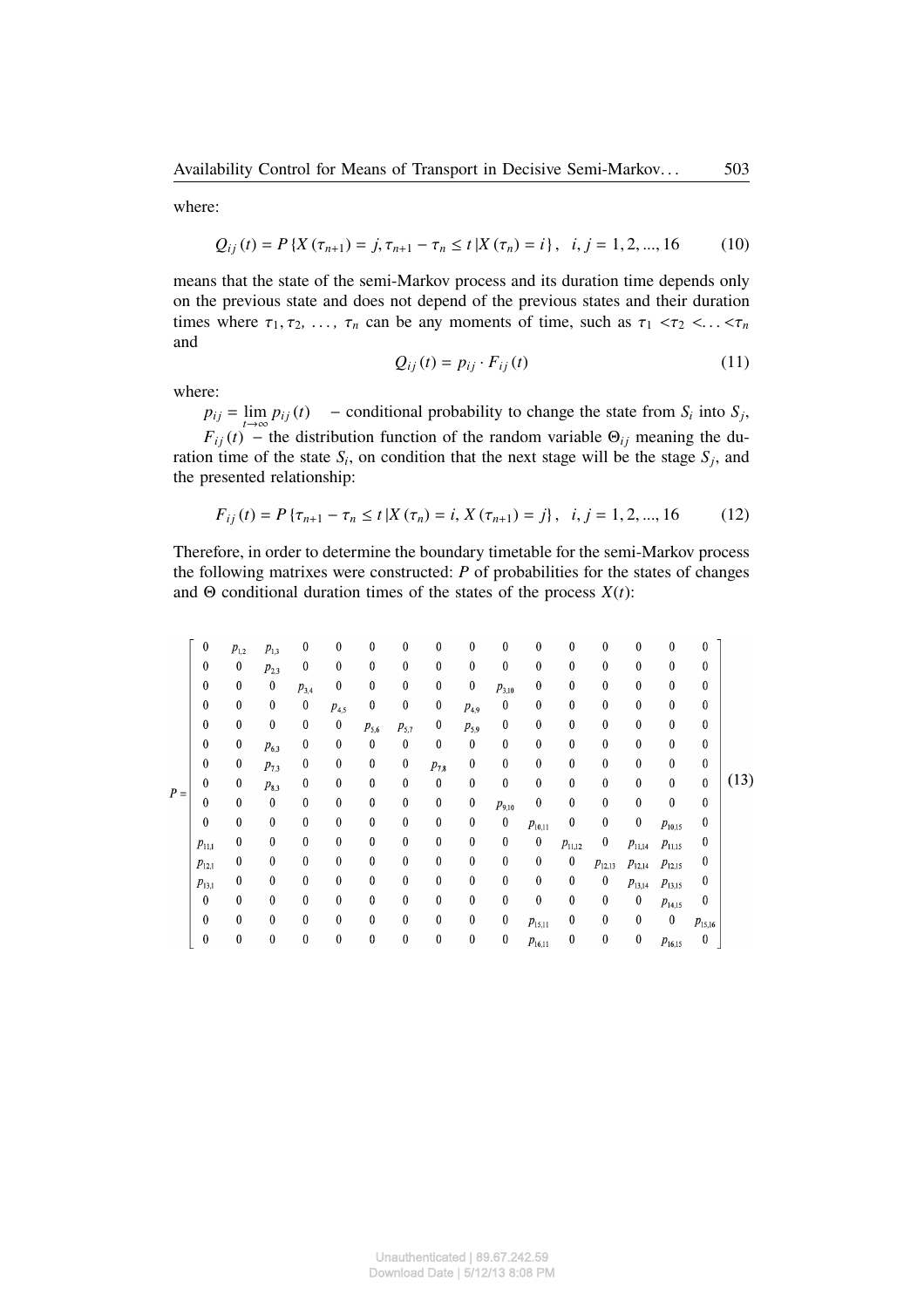where:

$$Q_{ij}(t) = P\{X(\tau_{n+1}) = j, \tau_{n+1} - \tau_n \leq t \,|X(\tau_n) = i\}, \quad i, j = 1, 2, ..., 16 \tag{10}$$

means that the state of the semi-Markov process and its duration time depends only on the previous state and does not depend of the previous states and their duration times where $\tau_1, \tau_2, \ldots, \tau_n$ can be any moments of time, such as $\tau_1 < \tau_2 < \ldots < \tau_n$ and

$$Q_{ij}(t) = p_{ij} \cdot F_{ij}(t) \tag{11}$$

where:

$p_{ij} = \lim_{t \to \infty} p_{ij}(t)$ – conditional probability to change the state from $S_i$ into $S_j$,

$F_{ij}(t)$ – the distribution function of the random variable $\Theta_{ij}$ meaning the duration time of the state $S_i$, on condition that the next stage will be the stage $S_j$, and the presented relationship:

$$F_{ij}(t) = P\{\tau_{n+1} - \tau_n \leq t \,|X(\tau_n) = i, X(\tau_{n+1}) = j\}, \quad i, j = 1, 2, ..., 16 \tag{12}$$

Therefore, in order to determine the boundary timetable for the semi-Markov process the following matrixes were constructed: $P$ of probabilities for the states of changes and $\Theta$ conditional duration times of the states of the process $X(t)$:

$$P = \begin{bmatrix}
0 & p_{1,2} & p_{1,3} & 0 & 0 & 0 & 0 & 0 & 0 & 0 & 0 & 0 & 0 & 0 & 0 & 0 \\
0 & 0 & p_{2,3} & 0 & 0 & 0 & 0 & 0 & 0 & 0 & 0 & 0 & 0 & 0 & 0 & 0 \\
0 & 0 & 0 & p_{3,4} & 0 & 0 & 0 & 0 & 0 & p_{3,10} & 0 & 0 & 0 & 0 & 0 & 0 \\
0 & 0 & 0 & 0 & p_{4,5} & 0 & 0 & 0 & p_{4,9} & 0 & 0 & 0 & 0 & 0 & 0 & 0 \\
0 & 0 & 0 & 0 & 0 & p_{5,6} & p_{5,7} & 0 & p_{5,9} & 0 & 0 & 0 & 0 & 0 & 0 & 0 \\
0 & 0 & p_{6,3} & 0 & 0 & 0 & 0 & 0 & 0 & 0 & 0 & 0 & 0 & 0 & 0 & 0 \\
0 & 0 & p_{7,3} & 0 & 0 & 0 & 0 & p_{7,8} & 0 & 0 & 0 & 0 & 0 & 0 & 0 & 0 \\
0 & 0 & p_{8,3} & 0 & 0 & 0 & 0 & 0 & 0 & 0 & 0 & 0 & 0 & 0 & 0 & 0 \\
0 & 0 & 0 & 0 & 0 & 0 & 0 & 0 & 0 & p_{9,10} & 0 & 0 & 0 & 0 & 0 & 0 \\
0 & 0 & 0 & 0 & 0 & 0 & 0 & 0 & 0 & 0 & p_{10,11} & 0 & 0 & 0 & p_{10,15} & 0 \\
p_{11,1} & 0 & 0 & 0 & 0 & 0 & 0 & 0 & 0 & 0 & 0 & p_{11,12} & 0 & p_{11,14} & p_{11,15} & 0 \\
p_{12,1} & 0 & 0 & 0 & 0 & 0 & 0 & 0 & 0 & 0 & 0 & 0 & p_{12,13} & p_{12,14} & p_{12,15} & 0 \\
p_{13,1} & 0 & 0 & 0 & 0 & 0 & 0 & 0 & 0 & 0 & 0 & 0 & 0 & p_{13,14} & p_{13,15} & 0 \\
0 & 0 & 0 & 0 & 0 & 0 & 0 & 0 & 0 & 0 & 0 & 0 & 0 & 0 & p_{14,15} & 0 \\
0 & 0 & 0 & 0 & 0 & 0 & 0 & 0 & 0 & 0 & p_{15,11} & 0 & 0 & 0 & 0 & p_{15,16} \\
0 & 0 & 0 & 0 & 0 & 0 & 0 & 0 & 0 & 0 & p_{16,11} & 0 & 0 & 0 & p_{16,15} & 0
\end{bmatrix} \tag{13}$$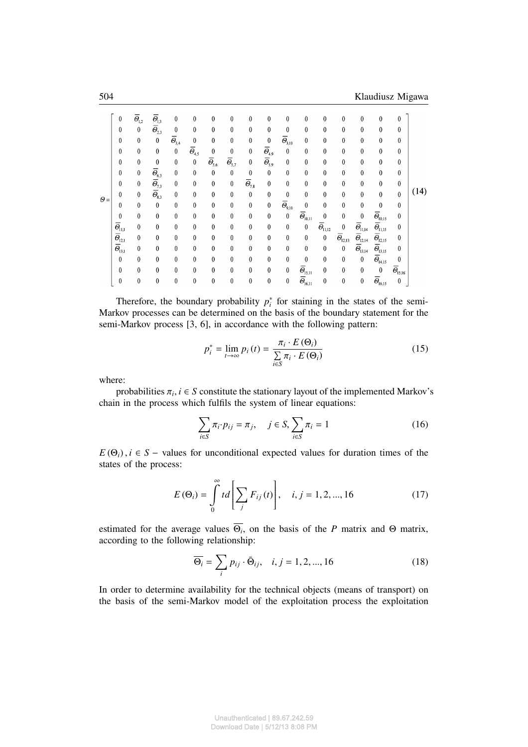$$
\Theta = \begin{bmatrix}
0 & \overline{\Theta}_{1,2} & \overline{\Theta}_{1,3} & 0 & 0 & 0 & 0 & 0 & 0 & 0 & 0 & 0 & 0 & 0 & 0 & 0 \\
0 & 0 & \overline{\Theta}_{2,3} & 0 & 0 & 0 & 0 & 0 & 0 & 0 & 0 & 0 & 0 & 0 & 0 & 0 \\
0 & 0 & 0 & \overline{\Theta}_{3,4} & 0 & 0 & 0 & 0 & 0 & \overline{\Theta}_{3,10} & 0 & 0 & 0 & 0 & 0 & 0 \\
0 & 0 & 0 & 0 & \overline{\Theta}_{4,5} & 0 & 0 & 0 & \overline{\Theta}_{4,9} & 0 & 0 & 0 & 0 & 0 & 0 & 0 \\
0 & 0 & 0 & 0 & 0 & \overline{\Theta}_{5,6} & \overline{\Theta}_{5,7} & 0 & \overline{\Theta}_{5,9} & 0 & 0 & 0 & 0 & 0 & 0 & 0 \\
0 & 0 & \overline{\Theta}_{6,3} & 0 & 0 & 0 & 0 & 0 & 0 & 0 & 0 & 0 & 0 & 0 & 0 & 0 \\
0 & 0 & \overline{\Theta}_{7,3} & 0 & 0 & 0 & 0 & \overline{\Theta}_{7,8} & 0 & 0 & 0 & 0 & 0 & 0 & 0 & 0 \\
0 & 0 & \overline{\Theta}_{8,3} & 0 & 0 & 0 & 0 & 0 & 0 & 0 & 0 & 0 & 0 & 0 & 0 & 0 \\
0 & 0 & 0 & 0 & 0 & 0 & 0 & 0 & 0 & \overline{\Theta}_{9,10} & 0 & 0 & 0 & 0 & 0 & 0 \\
0 & 0 & 0 & 0 & 0 & 0 & 0 & 0 & 0 & 0 & \overline{\Theta}_{10,11} & 0 & 0 & 0 & \overline{\Theta}_{10,15} & 0 \\
\overline{\Theta}_{11,1} & 0 & 0 & 0 & 0 & 0 & 0 & 0 & 0 & 0 & 0 & \overline{\Theta}_{11,12} & 0 & \overline{\Theta}_{11,14} & \overline{\Theta}_{11,15} & 0 \\
\overline{\Theta}_{12,1} & 0 & 0 & 0 & 0 & 0 & 0 & 0 & 0 & 0 & 0 & 0 & \overline{\Theta}_{12,13} & \overline{\Theta}_{12,14} & \overline{\Theta}_{12,15} & 0 \\
\overline{\Theta}_{13,1} & 0 & 0 & 0 & 0 & 0 & 0 & 0 & 0 & 0 & 0 & 0 & 0 & \overline{\Theta}_{13,14} & \overline{\Theta}_{13,15} & 0 \\
0 & 0 & 0 & 0 & 0 & 0 & 0 & 0 & 0 & 0 & 0 & 0 & 0 & 0 & \overline{\Theta}_{14,15} & 0 \\
0 & 0 & 0 & 0 & 0 & 0 & 0 & 0 & 0 & 0 & \overline{\Theta}_{15,11} & 0 & 0 & 0 & 0 & \overline{\Theta}_{15,16} \\
0 & 0 & 0 & 0 & 0 & 0 & 0 & 0 & 0 & 0 & \overline{\Theta}_{16,11} & 0 & 0 & 0 & \overline{\Theta}_{16,15} & 0
\end{bmatrix} \tag{14}
$$

Therefore, the boundary probability $p_i^*$ for staining in the states of the semi-Markov processes can be determined on the basis of the boundary statement for the semi-Markov process [3, 6], in accordance with the following pattern:

$$
p_i^* = \lim_{t \to \infty} p_i(t) = \frac{\pi_i \cdot E(\Theta_i)}{\sum_{i \in S} \pi_i \cdot E(\Theta_i)} \tag{15}
$$

where:

probabilities $\pi_i, i \in S$ constitute the stationary layout of the implemented Markov's chain in the process which fulfils the system of linear equations:

$$
\sum_{i \in S} \pi_i \cdot p_{ij} = \pi_j, \quad j \in S, \sum_{i \in S} \pi_i = 1 \tag{16}
$$

$E(\Theta_i), i \in S$ – values for unconditional expected values for duration times of the states of the process:

$$
E(\Theta_i) = \int_0^{\infty} t d\left[\sum_j F_{ij}(t)\right], \quad i, j = 1, 2, ..., 16 \tag{17}
$$

estimated for the average values $\overline{\Theta_i}$, on the basis of the $P$ matrix and $\Theta$ matrix, according to the following relationship:

$$
\overline{\Theta_i} = \sum_i p_{ij} \cdot \bar{\Theta}_{ij}, \quad i, j = 1, 2, ..., 16 \tag{18}
$$

In order to determine availability for the technical objects (means of transport) on the basis of the semi-Markov model of the exploitation process the exploitation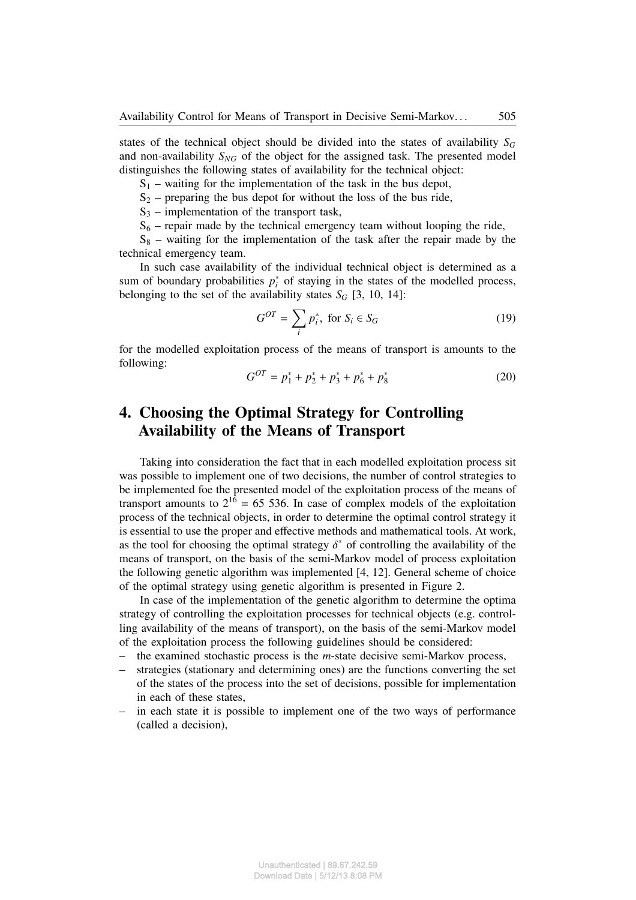states of the technical object should be divided into the states of availability $S_G$ and non-availability $S_{NG}$ of the object for the assigned task. The presented model distinguishes the following states of availability for the technical object:

$S_1$ – waiting for the implementation of the task in the bus depot,

$S_2$ – preparing the bus depot for without the loss of the bus ride,

$S_3$ – implementation of the transport task,

$S_6$ – repair made by the technical emergency team without looping the ride,

$S_8$ – waiting for the implementation of the task after the repair made by the technical emergency team.

In such case availability of the individual technical object is determined as a sum of boundary probabilities $p_i^*$ of staying in the states of the modelled process, belonging to the set of the availability states $S_G$ [3, 10, 14]:

$$G^{OT} = \sum_i p_i^*, \text{ for } S_i \in S_G \tag{19}$$

for the modelled exploitation process of the means of transport is amounts to the following:

$$G^{OT} = p_1^* + p_2^* + p_3^* + p_6^* + p_8^* \tag{20}$$

# 4. Choosing the Optimal Strategy for Controlling Availability of the Means of Transport

Taking into consideration the fact that in each modelled exploitation process sit was possible to implement one of two decisions, the number of control strategies to be implemented foe the presented model of the exploitation process of the means of transport amounts to $2^{16} = 65\ 536$. In case of complex models of the exploitation process of the technical objects, in order to determine the optimal control strategy it is essential to use the proper and effective methods and mathematical tools. At work, as the tool for choosing the optimal strategy $\delta^*$ of controlling the availability of the means of transport, on the basis of the semi-Markov model of process exploitation the following genetic algorithm was implemented [4, 12]. General scheme of choice of the optimal strategy using genetic algorithm is presented in Figure 2.

In case of the implementation of the genetic algorithm to determine the optima strategy of controlling the exploitation processes for technical objects (e.g. controlling availability of the means of transport), on the basis of the semi-Markov model of the exploitation process the following guidelines should be considered:

- the examined stochastic process is the $m$-state decisive semi-Markov process,
- strategies (stationary and determining ones) are the functions converting the set of the states of the process into the set of decisions, possible for implementation in each of these states,
- in each state it is possible to implement one of the two ways of performance (called a decision),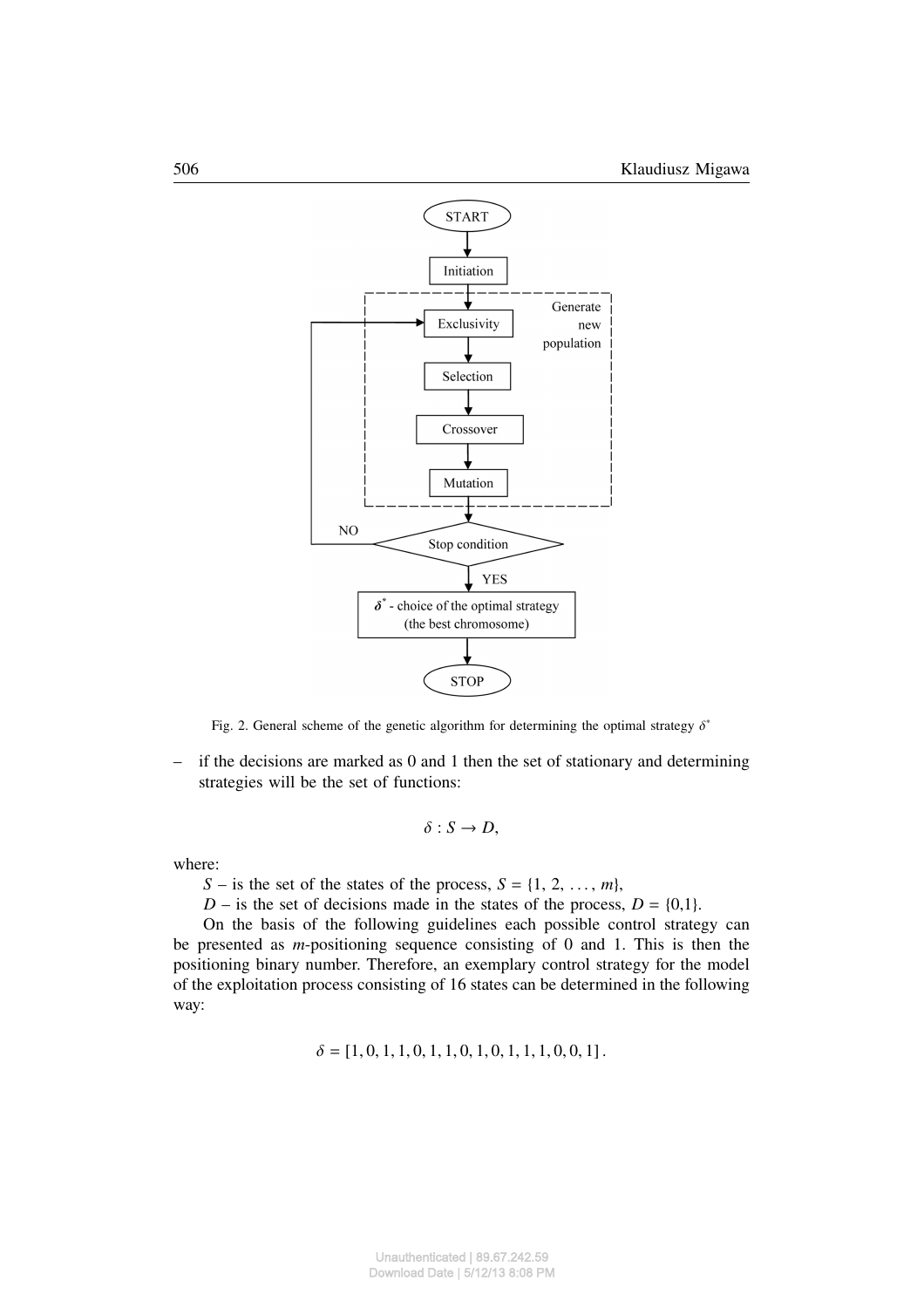Fig. 2. General scheme of the genetic algorithm for determining the optimal strategy $\delta^*$

– if the decisions are marked as 0 and 1 then the set of stationary and determining strategies will be the set of functions:

$$\delta : S \rightarrow D,$$

where:

$S$ – is the set of the states of the process, $S = \{1, 2, \ldots, m\}$,

$D$ – is the set of decisions made in the states of the process, $D = \{0,1\}$.

On the basis of the following guidelines each possible control strategy can be presented as $m$-positioning sequence consisting of 0 and 1. This is then the positioning binary number. Therefore, an exemplary control strategy for the model of the exploitation process consisting of 16 states can be determined in the following way:

$$\delta = [1, 0, 1, 1, 0, 1, 1, 0, 1, 0, 1, 1, 1, 0, 0, 1]\,.$$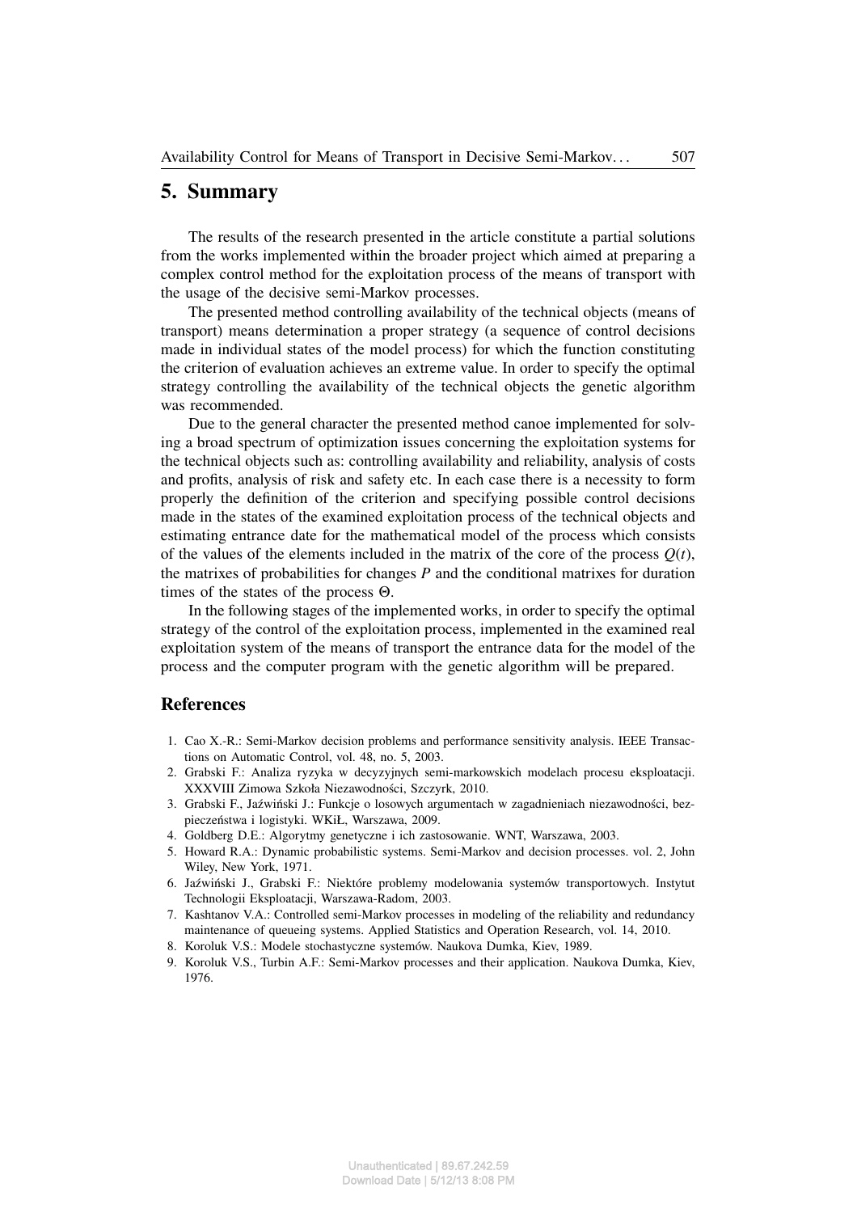## 5. Summary

The results of the research presented in the article constitute a partial solutions from the works implemented within the broader project which aimed at preparing a complex control method for the exploitation process of the means of transport with the usage of the decisive semi-Markov processes.

The presented method controlling availability of the technical objects (means of transport) means determination a proper strategy (a sequence of control decisions made in individual states of the model process) for which the function constituting the criterion of evaluation achieves an extreme value. In order to specify the optimal strategy controlling the availability of the technical objects the genetic algorithm was recommended.

Due to the general character the presented method canoe implemented for solving a broad spectrum of optimization issues concerning the exploitation systems for the technical objects such as: controlling availability and reliability, analysis of costs and profits, analysis of risk and safety etc. In each case there is a necessity to form properly the definition of the criterion and specifying possible control decisions made in the states of the examined exploitation process of the technical objects and estimating entrance date for the mathematical model of the process which consists of the values of the elements included in the matrix of the core of the process $Q(t)$, the matrixes of probabilities for changes $P$ and the conditional matrixes for duration times of the states of the process $\Theta$.

In the following stages of the implemented works, in order to specify the optimal strategy of the control of the exploitation process, implemented in the examined real exploitation system of the means of transport the entrance data for the model of the process and the computer program with the genetic algorithm will be prepared.

## References

1. Cao X.-R.: Semi-Markov decision problems and performance sensitivity analysis. IEEE Transactions on Automatic Control, vol. 48, no. 5, 2003.
2. Grabski F.: Analiza ryzyka w decyzyjnych semi-markowskich modelach procesu eksploatacji. XXXVIII Zimowa Szkoła Niezawodności, Szczyrk, 2010.
3. Grabski F., Jaźwiński J.: Funkcje o losowych argumentach w zagadnieniach niezawodności, bezpieczeństwa i logistyki. WKiŁ, Warszawa, 2009.
4. Goldberg D.E.: Algorytmy genetyczne i ich zastosowanie. WNT, Warszawa, 2003.
5. Howard R.A.: Dynamic probabilistic systems. Semi-Markov and decision processes. vol. 2, John Wiley, New York, 1971.
6. Jaźwiński J., Grabski F.: Niektóre problemy modelowania systemów transportowych. Instytut Technologii Eksploatacji, Warszawa-Radom, 2003.
7. Kashtanov V.A.: Controlled semi-Markov processes in modeling of the reliability and redundancy maintenance of queueing systems. Applied Statistics and Operation Research, vol. 14, 2010.
8. Koroluk V.S.: Modele stochastyczne systemów. Naukova Dumka, Kiev, 1989.
9. Koroluk V.S., Turbin A.F.: Semi-Markov processes and their application. Naukova Dumka, Kiev, 1976.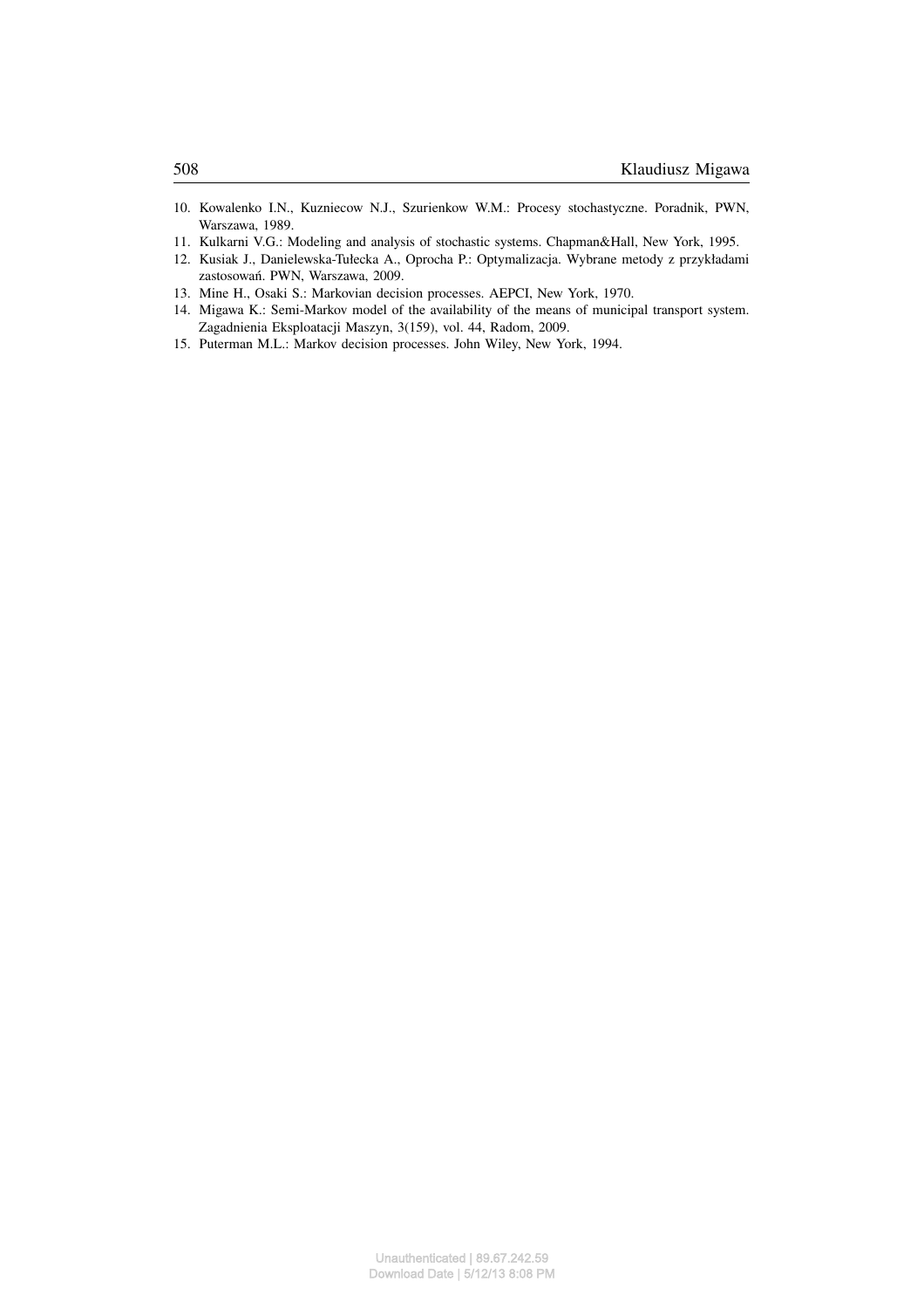10. Kowalenko I.N., Kuzniecow N.J., Szurienkow W.M.: Procesy stochastyczne. Poradnik, PWN, Warszawa, 1989.
11. Kulkarni V.G.: Modeling and analysis of stochastic systems. Chapman&Hall, New York, 1995.
12. Kusiak J., Danielewska-Tułecka A., Oprocha P.: Optymalizacja. Wybrane metody z przykładami zastosowań. PWN, Warszawa, 2009.
13. Mine H., Osaki S.: Markovian decision processes. AEPCI, New York, 1970.
14. Migawa K.: Semi-Markov model of the availability of the means of municipal transport system. Zagadnienia Eksploatacji Maszyn, 3(159), vol. 44, Radom, 2009.
15. Puterman M.L.: Markov decision processes. John Wiley, New York, 1994.